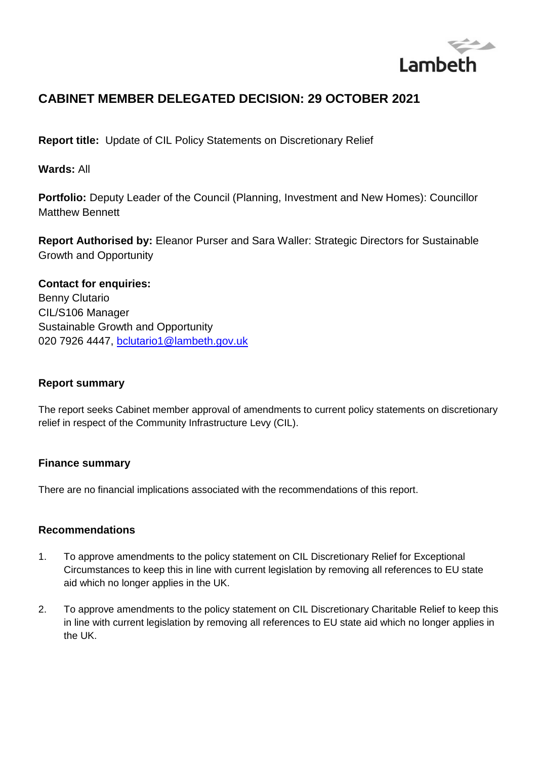Lambeth

# CABINET MEMBER DELEGATED DECISION: 29 OCTOBER 2021

**Report title:** Update of CIL Policy Statements on Discretionary Relief

**Wards:** All

**Portfolio:** Deputy Leader of the Council (Planning, Investment and New Homes): Councillor Matthew Bennett

**Report Authorised by:** Eleanor Purser and Sara Waller: Strategic Directors for Sustainable Growth and Opportunity

**Contact for enquiries:**
Benny Clutario
CIL/S106 Manager
Sustainable Growth and Opportunity
020 7926 4447, bclutario1@lambeth.gov.uk

## Report summary

The report seeks Cabinet member approval of amendments to current policy statements on discretionary relief in respect of the Community Infrastructure Levy (CIL).

## Finance summary

There are no financial implications associated with the recommendations of this report.

## Recommendations

1. To approve amendments to the policy statement on CIL Discretionary Relief for Exceptional Circumstances to keep this in line with current legislation by removing all references to EU state aid which no longer applies in the UK.

2. To approve amendments to the policy statement on CIL Discretionary Charitable Relief to keep this in line with current legislation by removing all references to EU state aid which no longer applies in the UK.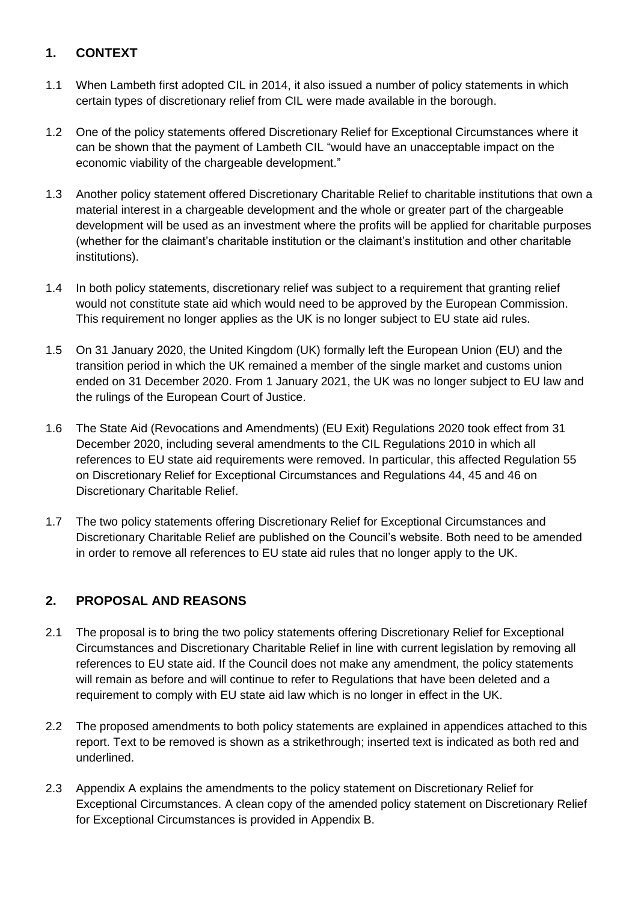## 1. CONTEXT

1.1 When Lambeth first adopted CIL in 2014, it also issued a number of policy statements in which certain types of discretionary relief from CIL were made available in the borough.

1.2 One of the policy statements offered Discretionary Relief for Exceptional Circumstances where it can be shown that the payment of Lambeth CIL "would have an unacceptable impact on the economic viability of the chargeable development."

1.3 Another policy statement offered Discretionary Charitable Relief to charitable institutions that own a material interest in a chargeable development and the whole or greater part of the chargeable development will be used as an investment where the profits will be applied for charitable purposes (whether for the claimant's charitable institution or the claimant's institution and other charitable institutions).

1.4 In both policy statements, discretionary relief was subject to a requirement that granting relief would not constitute state aid which would need to be approved by the European Commission. This requirement no longer applies as the UK is no longer subject to EU state aid rules.

1.5 On 31 January 2020, the United Kingdom (UK) formally left the European Union (EU) and the transition period in which the UK remained a member of the single market and customs union ended on 31 December 2020. From 1 January 2021, the UK was no longer subject to EU law and the rulings of the European Court of Justice.

1.6 The State Aid (Revocations and Amendments) (EU Exit) Regulations 2020 took effect from 31 December 2020, including several amendments to the CIL Regulations 2010 in which all references to EU state aid requirements were removed. In particular, this affected Regulation 55 on Discretionary Relief for Exceptional Circumstances and Regulations 44, 45 and 46 on Discretionary Charitable Relief.

1.7 The two policy statements offering Discretionary Relief for Exceptional Circumstances and Discretionary Charitable Relief are published on the Council's website. Both need to be amended in order to remove all references to EU state aid rules that no longer apply to the UK.

## 2. PROPOSAL AND REASONS

2.1 The proposal is to bring the two policy statements offering Discretionary Relief for Exceptional Circumstances and Discretionary Charitable Relief in line with current legislation by removing all references to EU state aid. If the Council does not make any amendment, the policy statements will remain as before and will continue to refer to Regulations that have been deleted and a requirement to comply with EU state aid law which is no longer in effect in the UK.

2.2 The proposed amendments to both policy statements are explained in appendices attached to this report. Text to be removed is shown as a strikethrough; inserted text is indicated as both red and underlined.

2.3 Appendix A explains the amendments to the policy statement on Discretionary Relief for Exceptional Circumstances. A clean copy of the amended policy statement on Discretionary Relief for Exceptional Circumstances is provided in Appendix B.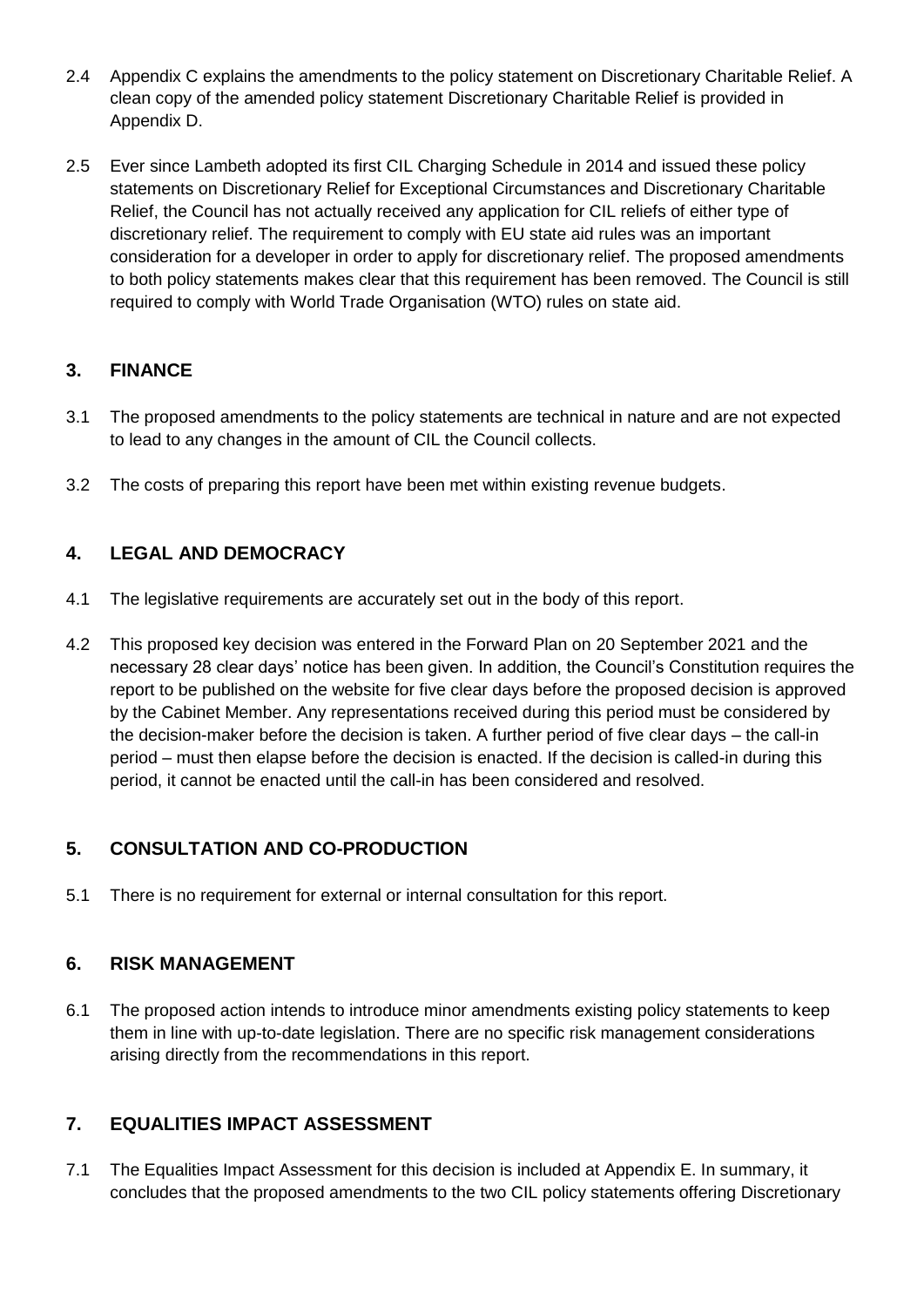2.4 Appendix C explains the amendments to the policy statement on Discretionary Charitable Relief. A clean copy of the amended policy statement Discretionary Charitable Relief is provided in Appendix D.

2.5 Ever since Lambeth adopted its first CIL Charging Schedule in 2014 and issued these policy statements on Discretionary Relief for Exceptional Circumstances and Discretionary Charitable Relief, the Council has not actually received any application for CIL reliefs of either type of discretionary relief. The requirement to comply with EU state aid rules was an important consideration for a developer in order to apply for discretionary relief. The proposed amendments to both policy statements makes clear that this requirement has been removed. The Council is still required to comply with World Trade Organisation (WTO) rules on state aid.

## 3. FINANCE

3.1 The proposed amendments to the policy statements are technical in nature and are not expected to lead to any changes in the amount of CIL the Council collects.

3.2 The costs of preparing this report have been met within existing revenue budgets.

## 4. LEGAL AND DEMOCRACY

4.1 The legislative requirements are accurately set out in the body of this report.

4.2 This proposed key decision was entered in the Forward Plan on 20 September 2021 and the necessary 28 clear days' notice has been given. In addition, the Council's Constitution requires the report to be published on the website for five clear days before the proposed decision is approved by the Cabinet Member. Any representations received during this period must be considered by the decision-maker before the decision is taken. A further period of five clear days – the call-in period – must then elapse before the decision is enacted. If the decision is called-in during this period, it cannot be enacted until the call-in has been considered and resolved.

## 5. CONSULTATION AND CO-PRODUCTION

5.1 There is no requirement for external or internal consultation for this report.

## 6. RISK MANAGEMENT

6.1 The proposed action intends to introduce minor amendments existing policy statements to keep them in line with up-to-date legislation. There are no specific risk management considerations arising directly from the recommendations in this report.

## 7. EQUALITIES IMPACT ASSESSMENT

7.1 The Equalities Impact Assessment for this decision is included at Appendix E. In summary, it concludes that the proposed amendments to the two CIL policy statements offering Discretionary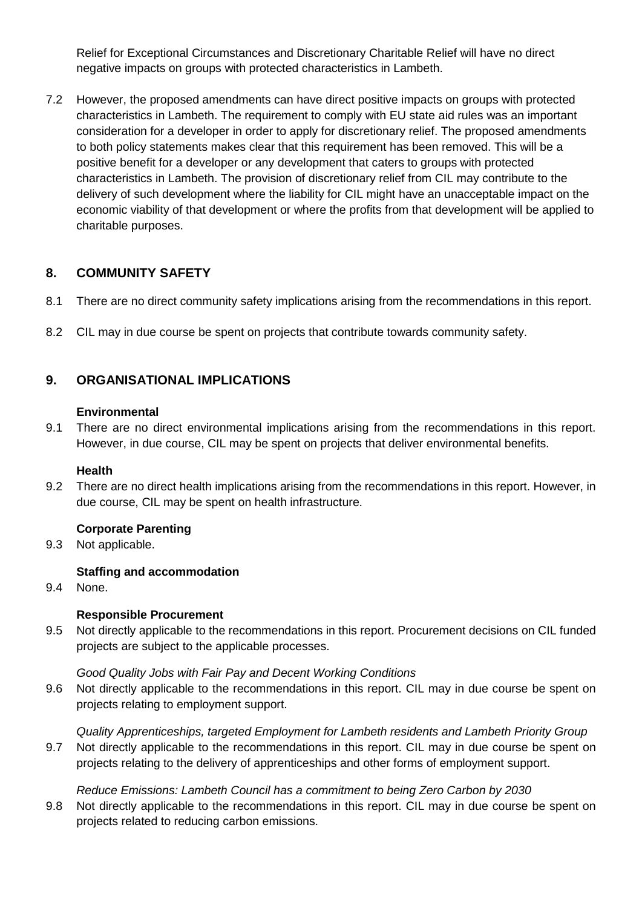Relief for Exceptional Circumstances and Discretionary Charitable Relief will have no direct negative impacts on groups with protected characteristics in Lambeth.

7.2 However, the proposed amendments can have direct positive impacts on groups with protected characteristics in Lambeth. The requirement to comply with EU state aid rules was an important consideration for a developer in order to apply for discretionary relief. The proposed amendments to both policy statements makes clear that this requirement has been removed. This will be a positive benefit for a developer or any development that caters to groups with protected characteristics in Lambeth. The provision of discretionary relief from CIL may contribute to the delivery of such development where the liability for CIL might have an unacceptable impact on the economic viability of that development or where the profits from that development will be applied to charitable purposes.

## 8. COMMUNITY SAFETY

8.1 There are no direct community safety implications arising from the recommendations in this report.

8.2 CIL may in due course be spent on projects that contribute towards community safety.

## 9. ORGANISATIONAL IMPLICATIONS

**Environmental**

9.1 There are no direct environmental implications arising from the recommendations in this report. However, in due course, CIL may be spent on projects that deliver environmental benefits.

**Health**

9.2 There are no direct health implications arising from the recommendations in this report. However, in due course, CIL may be spent on health infrastructure.

**Corporate Parenting**

9.3 Not applicable.

**Staffing and accommodation**

9.4 None.

**Responsible Procurement**

9.5 Not directly applicable to the recommendations in this report. Procurement decisions on CIL funded projects are subject to the applicable processes.

*Good Quality Jobs with Fair Pay and Decent Working Conditions*

9.6 Not directly applicable to the recommendations in this report. CIL may in due course be spent on projects relating to employment support.

*Quality Apprenticeships, targeted Employment for Lambeth residents and Lambeth Priority Group*

9.7 Not directly applicable to the recommendations in this report. CIL may in due course be spent on projects relating to the delivery of apprenticeships and other forms of employment support.

*Reduce Emissions: Lambeth Council has a commitment to being Zero Carbon by 2030*

9.8 Not directly applicable to the recommendations in this report. CIL may in due course be spent on projects related to reducing carbon emissions.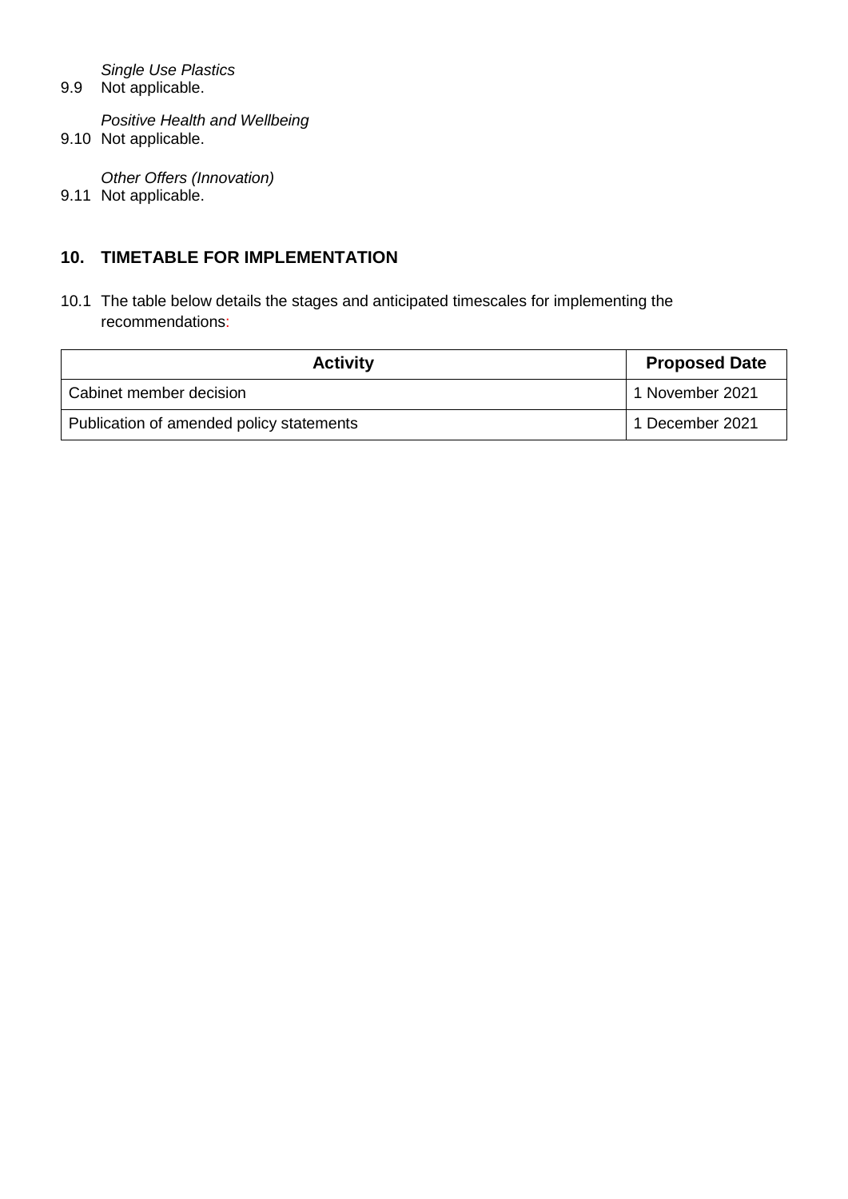*Single Use Plastics*

9.9 Not applicable.

*Positive Health and Wellbeing*

9.10 Not applicable.

*Other Offers (Innovation)*

9.11 Not applicable.

## 10. TIMETABLE FOR IMPLEMENTATION

10.1 The table below details the stages and anticipated timescales for implementing the recommendations:

| Activity | Proposed Date |
|---|---|
| Cabinet member decision | 1 November 2021 |
| Publication of amended policy statements | 1 December 2021 |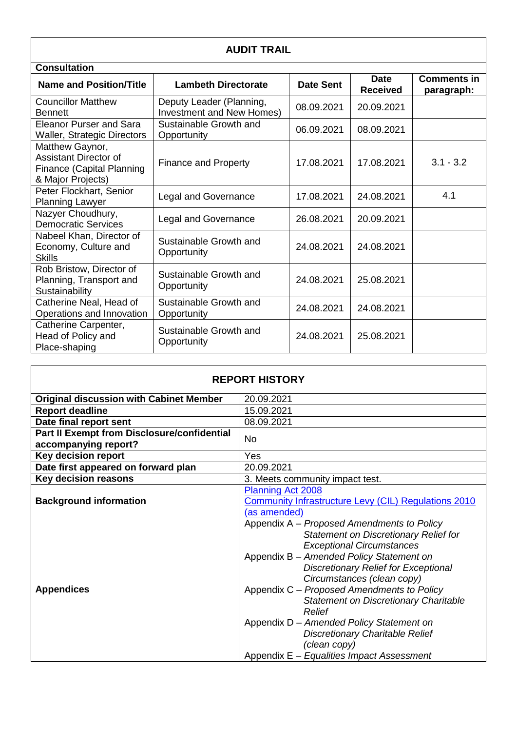## AUDIT TRAIL

**Consultation**

| Name and Position/Title | Lambeth Directorate | Date Sent | Date Received | Comments in paragraph: |
|---|---|---|---|---|
| Councillor Matthew Bennett | Deputy Leader (Planning, Investment and New Homes) | 08.09.2021 | 20.09.2021 | |
| Eleanor Purser and Sara Waller, Strategic Directors | Sustainable Growth and Opportunity | 06.09.2021 | 08.09.2021 | |
| Matthew Gaynor, Assistant Director of Finance (Capital Planning & Major Projects) | Finance and Property | 17.08.2021 | 17.08.2021 | 3.1 - 3.2 |
| Peter Flockhart, Senior Planning Lawyer | Legal and Governance | 17.08.2021 | 24.08.2021 | 4.1 |
| Nazyer Choudhury, Democratic Services | Legal and Governance | 26.08.2021 | 20.09.2021 | |
| Nabeel Khan, Director of Economy, Culture and Skills | Sustainable Growth and Opportunity | 24.08.2021 | 24.08.2021 | |
| Rob Bristow, Director of Planning, Transport and Sustainability | Sustainable Growth and Opportunity | 24.08.2021 | 25.08.2021 | |
| Catherine Neal, Head of Operations and Innovation | Sustainable Growth and Opportunity | 24.08.2021 | 24.08.2021 | |
| Catherine Carpenter, Head of Policy and Place-shaping | Sustainable Growth and Opportunity | 24.08.2021 | 25.08.2021 | |

## REPORT HISTORY

| | |
|---|---|
| **Original discussion with Cabinet Member** | 20.09.2021 |
| **Report deadline** | 15.09.2021 |
| **Date final report sent** | 08.09.2021 |
| **Part II Exempt from Disclosure/confidential accompanying report?** | No |
| **Key decision report** | Yes |
| **Date first appeared on forward plan** | 20.09.2021 |
| **Key decision reasons** | 3. Meets community impact test. |
| **Background information** | Planning Act 2008<br>Community Infrastructure Levy (CIL) Regulations 2010 (as amended) |
| **Appendices** | Appendix A – *Proposed Amendments to Policy Statement on Discretionary Relief for Exceptional Circumstances*<br>Appendix B – *Amended Policy Statement on Discretionary Relief for Exceptional Circumstances (clean copy)*<br>Appendix C – *Proposed Amendments to Policy Statement on Discretionary Charitable Relief*<br>Appendix D – *Amended Policy Statement on Discretionary Charitable Relief (clean copy)*<br>Appendix E – *Equalities Impact Assessment* |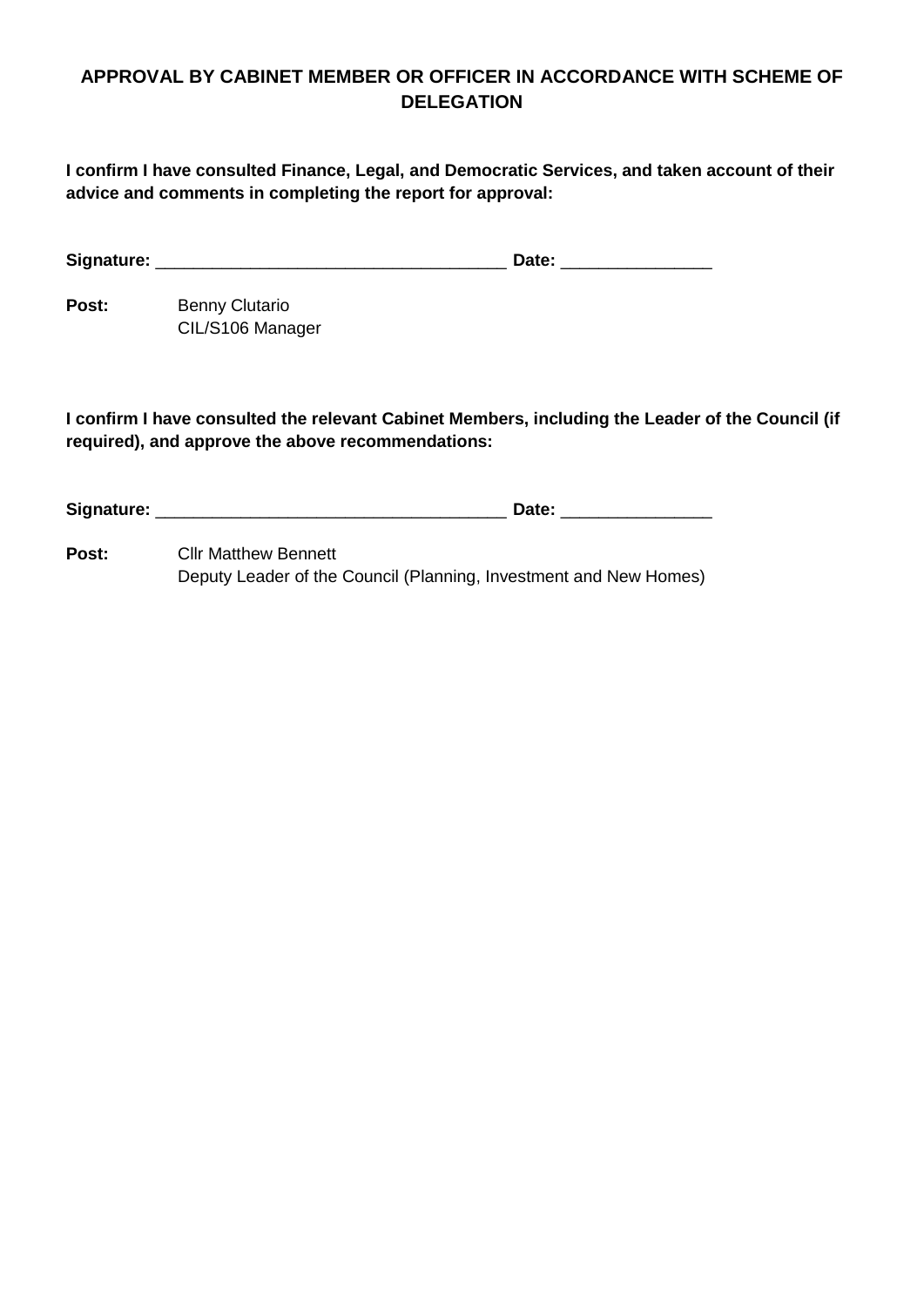## APPROVAL BY CABINET MEMBER OR OFFICER IN ACCORDANCE WITH SCHEME OF DELEGATION

**I confirm I have consulted Finance, Legal, and Democratic Services, and taken account of their advice and comments in completing the report for approval:**

**Signature:** ____________________________________ **Date:** _______________

**Post:** Benny Clutario
CIL/S106 Manager

**I confirm I have consulted the relevant Cabinet Members, including the Leader of the Council (if required), and approve the above recommendations:**

**Signature:** ____________________________________ **Date:** _______________

**Post:** Cllr Matthew Bennett
Deputy Leader of the Council (Planning, Investment and New Homes)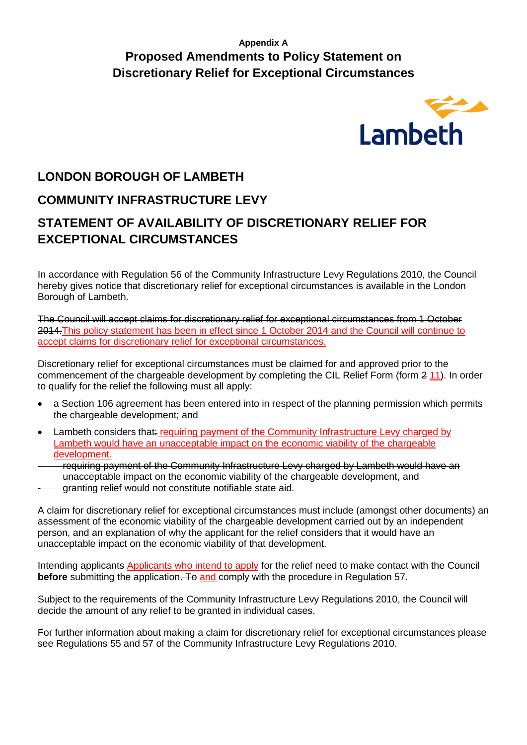**Appendix A**

# Proposed Amendments to Policy Statement on Discretionary Relief for Exceptional Circumstances

Lambeth

## LONDON BOROUGH OF LAMBETH

## COMMUNITY INFRASTRUCTURE LEVY

## STATEMENT OF AVAILABILITY OF DISCRETIONARY RELIEF FOR EXCEPTIONAL CIRCUMSTANCES

In accordance with Regulation 56 of the Community Infrastructure Levy Regulations 2010, the Council hereby gives notice that discretionary relief for exceptional circumstances is available in the London Borough of Lambeth.

~~The Council will accept claims for discretionary relief for exceptional circumstances from 1 October 2014.~~<ins>This policy statement has been in effect since 1 October 2014 and the Council will continue to accept claims for discretionary relief for exceptional circumstances.</ins>

Discretionary relief for exceptional circumstances must be claimed for and approved prior to the commencement of the chargeable development by completing the CIL Relief Form (form ~~2~~ <ins>11</ins>). In order to qualify for the relief the following must all apply:

- a Section 106 agreement has been entered into in respect of the planning permission which permits the chargeable development; and
- Lambeth considers that~~:~~ <ins>requiring payment of the Community Infrastructure Levy charged by Lambeth would have an unacceptable impact on the economic viability of the chargeable development.</ins>
  - ~~requiring payment of the Community Infrastructure Levy charged by Lambeth would have an unacceptable impact on the economic viability of the chargeable development, and~~
  - ~~granting relief would not constitute notifiable state aid.~~

A claim for discretionary relief for exceptional circumstances must include (amongst other documents) an assessment of the economic viability of the chargeable development carried out by an independent person, and an explanation of why the applicant for the relief considers that it would have an unacceptable impact on the economic viability of that development.

~~Intending applicants~~ <ins>Applicants who intend to apply</ins> for the relief need to make contact with the Council **before** submitting the application~~. To~~ <ins>and</ins> comply with the procedure in Regulation 57.

Subject to the requirements of the Community Infrastructure Levy Regulations 2010, the Council will decide the amount of any relief to be granted in individual cases.

For further information about making a claim for discretionary relief for exceptional circumstances please see Regulations 55 and 57 of the Community Infrastructure Levy Regulations 2010.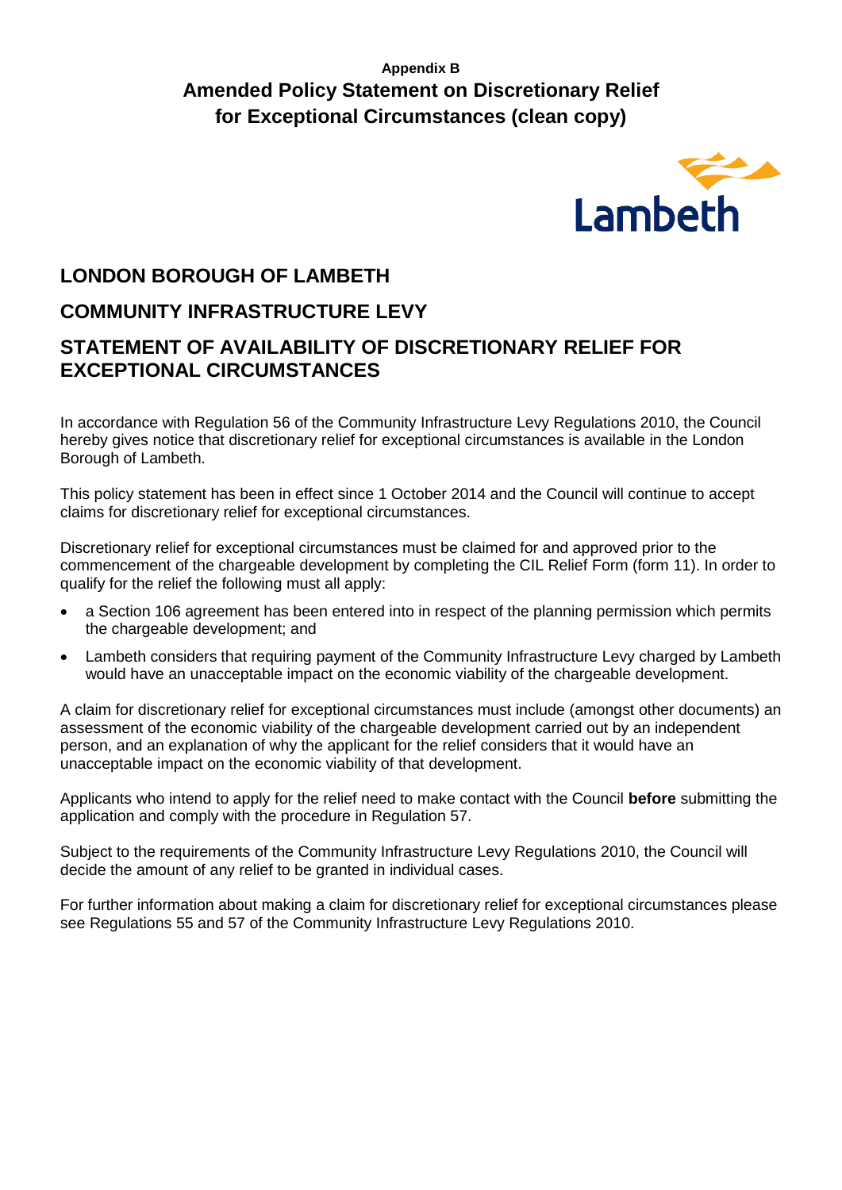**Appendix B**

# Amended Policy Statement on Discretionary Relief for Exceptional Circumstances (clean copy)

Lambeth

## LONDON BOROUGH OF LAMBETH

## COMMUNITY INFRASTRUCTURE LEVY

## STATEMENT OF AVAILABILITY OF DISCRETIONARY RELIEF FOR EXCEPTIONAL CIRCUMSTANCES

In accordance with Regulation 56 of the Community Infrastructure Levy Regulations 2010, the Council hereby gives notice that discretionary relief for exceptional circumstances is available in the London Borough of Lambeth.

This policy statement has been in effect since 1 October 2014 and the Council will continue to accept claims for discretionary relief for exceptional circumstances.

Discretionary relief for exceptional circumstances must be claimed for and approved prior to the commencement of the chargeable development by completing the CIL Relief Form (form 11). In order to qualify for the relief the following must all apply:

- a Section 106 agreement has been entered into in respect of the planning permission which permits the chargeable development; and
- Lambeth considers that requiring payment of the Community Infrastructure Levy charged by Lambeth would have an unacceptable impact on the economic viability of the chargeable development.

A claim for discretionary relief for exceptional circumstances must include (amongst other documents) an assessment of the economic viability of the chargeable development carried out by an independent person, and an explanation of why the applicant for the relief considers that it would have an unacceptable impact on the economic viability of that development.

Applicants who intend to apply for the relief need to make contact with the Council **before** submitting the application and comply with the procedure in Regulation 57.

Subject to the requirements of the Community Infrastructure Levy Regulations 2010, the Council will decide the amount of any relief to be granted in individual cases.

For further information about making a claim for discretionary relief for exceptional circumstances please see Regulations 55 and 57 of the Community Infrastructure Levy Regulations 2010.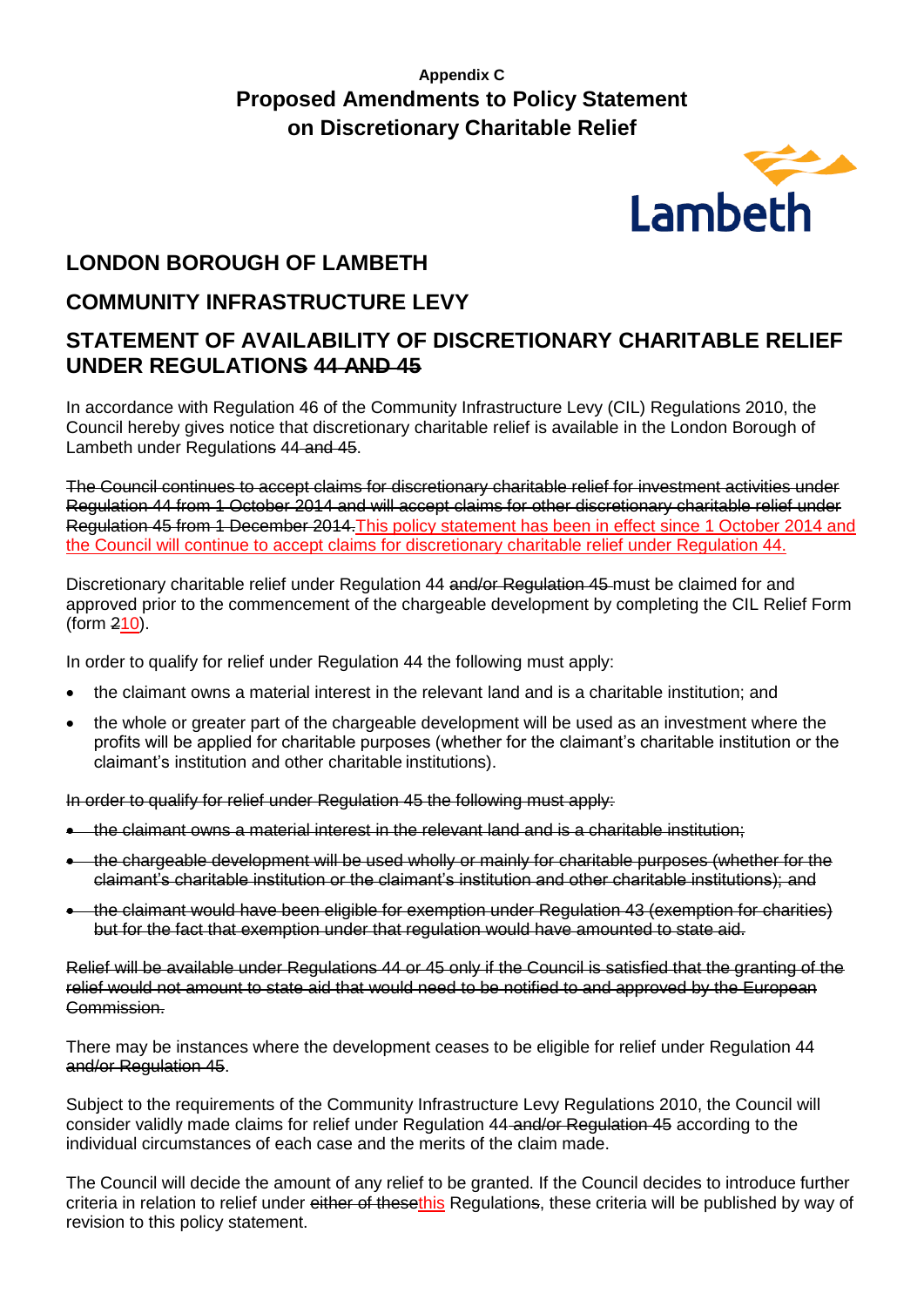**Appendix C**

# Proposed Amendments to Policy Statement on Discretionary Charitable Relief

## LONDON BOROUGH OF LAMBETH

## COMMUNITY INFRASTRUCTURE LEVY

## STATEMENT OF AVAILABILITY OF DISCRETIONARY CHARITABLE RELIEF UNDER REGULATION~~S~~ 44 ~~AND 45~~

In accordance with Regulation 46 of the Community Infrastructure Levy (CIL) Regulations 2010, the Council hereby gives notice that discretionary charitable relief is available in the London Borough of Lambeth under Regulation~~s~~ 44 ~~and 45~~.

~~The Council continues to accept claims for discretionary charitable relief for investment activities under Regulation 44 from 1 October 2014 and will accept claims for other discretionary charitable relief under Regulation 45 from 1 December 2014.~~<u>This policy statement has been in effect since 1 October 2014 and the Council will continue to accept claims for discretionary charitable relief under Regulation 44.</u>

Discretionary charitable relief under Regulation 44 ~~and/or Regulation 45~~ must be claimed for and approved prior to the commencement of the chargeable development by completing the CIL Relief Form (form ~~2~~<u>10</u>).

In order to qualify for relief under Regulation 44 the following must apply:

- the claimant owns a material interest in the relevant land and is a charitable institution; and
- the whole or greater part of the chargeable development will be used as an investment where the profits will be applied for charitable purposes (whether for the claimant's charitable institution or the claimant's institution and other charitable institutions).

~~In order to qualify for relief under Regulation 45 the following must apply:~~

- ~~the claimant owns a material interest in the relevant land and is a charitable institution;~~
- ~~the chargeable development will be used wholly or mainly for charitable purposes (whether for the claimant's charitable institution or the claimant's institution and other charitable institutions); and~~
- ~~the claimant would have been eligible for exemption under Regulation 43 (exemption for charities) but for the fact that exemption under that regulation would have amounted to state aid.~~

~~Relief will be available under Regulations 44 or 45 only if the Council is satisfied that the granting of the relief would not amount to state aid that would need to be notified to and approved by the European Commission.~~

There may be instances where the development ceases to be eligible for relief under Regulation 44 ~~and/or Regulation 45~~.

Subject to the requirements of the Community Infrastructure Levy Regulations 2010, the Council will consider validly made claims for relief under Regulation 44 ~~and/or Regulation 45~~ according to the individual circumstances of each case and the merits of the claim made.

The Council will decide the amount of any relief to be granted. If the Council decides to introduce further criteria in relation to relief under ~~either of these~~<u>this</u> Regulation~~s~~, these criteria will be published by way of revision to this policy statement.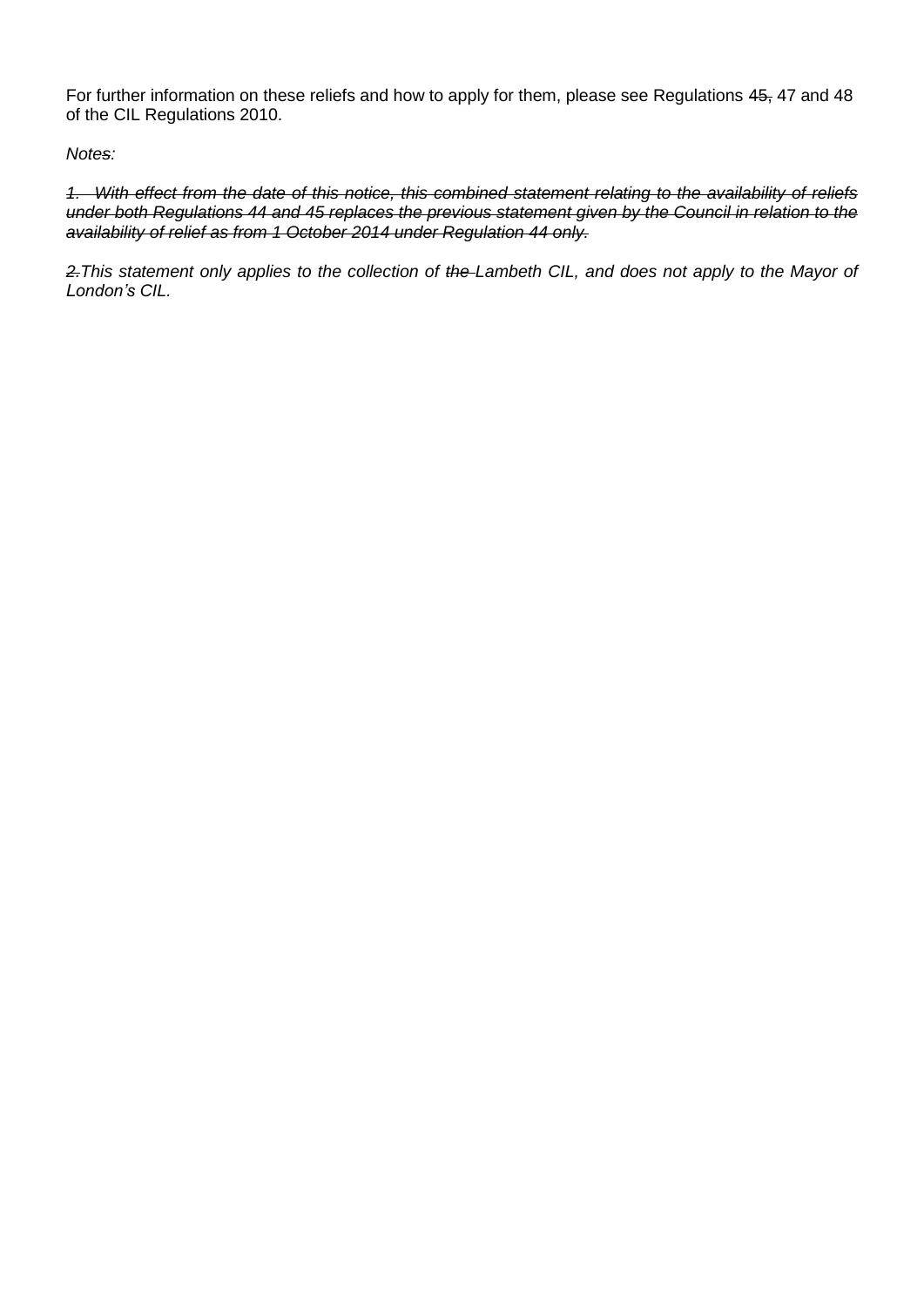For further information on these reliefs and how to apply for them, please see Regulations ~~45,~~ 47 and 48 of the CIL Regulations 2010.

*Note~~s~~:*

*~~1. With effect from the date of this notice, this combined statement relating to the availability of reliefs under both Regulations 44 and 45 replaces the previous statement given by the Council in relation to the availability of relief as from 1 October 2014 under Regulation 44 only.~~*

*~~2.~~This statement only applies to the collection of ~~the~~ Lambeth CIL, and does not apply to the Mayor of London's CIL.*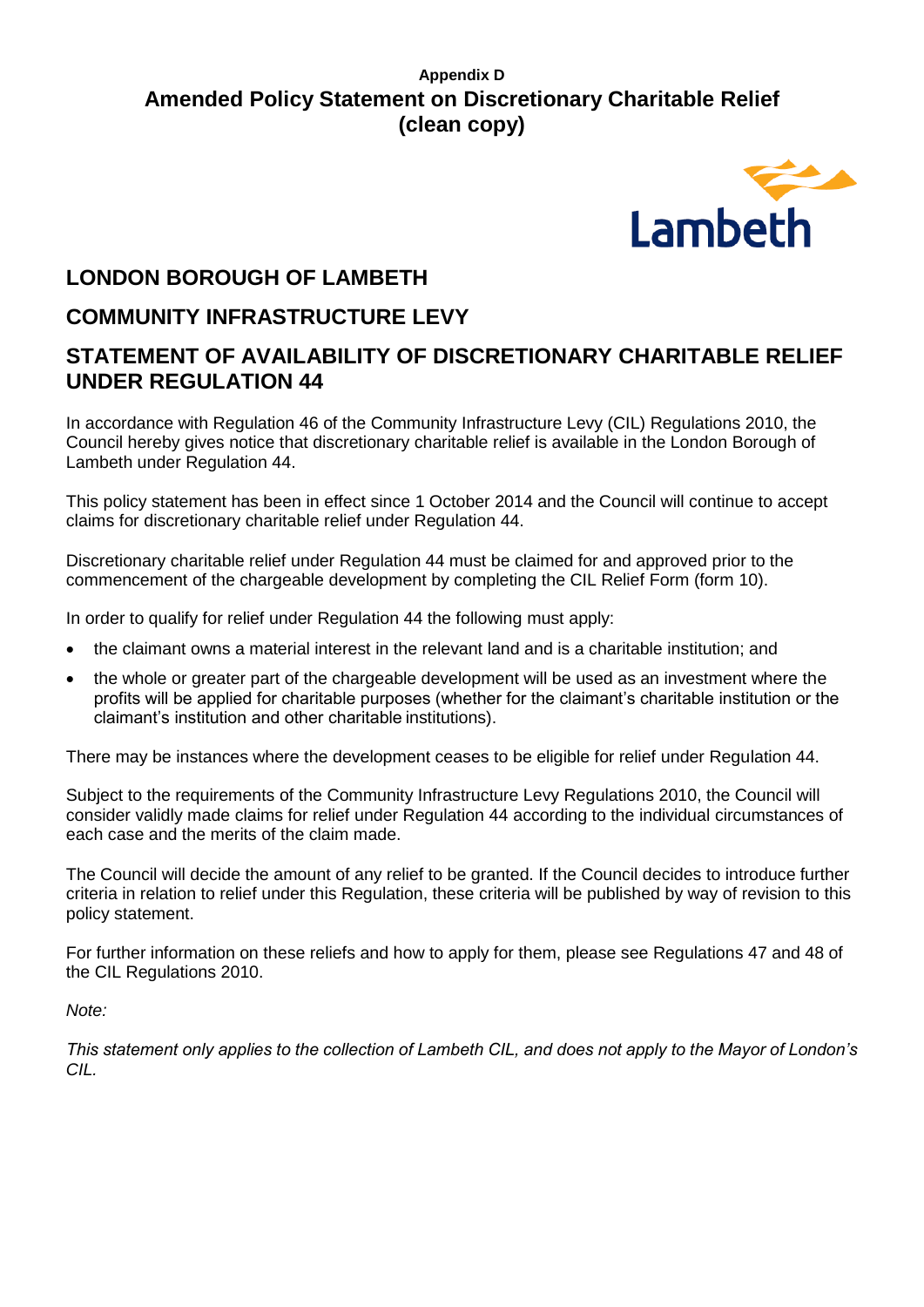**Appendix D**

**Amended Policy Statement on Discretionary Charitable Relief (clean copy)**

Lambeth

## LONDON BOROUGH OF LAMBETH

## COMMUNITY INFRASTRUCTURE LEVY

## STATEMENT OF AVAILABILITY OF DISCRETIONARY CHARITABLE RELIEF UNDER REGULATION 44

In accordance with Regulation 46 of the Community Infrastructure Levy (CIL) Regulations 2010, the Council hereby gives notice that discretionary charitable relief is available in the London Borough of Lambeth under Regulation 44.

This policy statement has been in effect since 1 October 2014 and the Council will continue to accept claims for discretionary charitable relief under Regulation 44.

Discretionary charitable relief under Regulation 44 must be claimed for and approved prior to the commencement of the chargeable development by completing the CIL Relief Form (form 10).

In order to qualify for relief under Regulation 44 the following must apply:

- the claimant owns a material interest in the relevant land and is a charitable institution; and
- the whole or greater part of the chargeable development will be used as an investment where the profits will be applied for charitable purposes (whether for the claimant's charitable institution or the claimant's institution and other charitable institutions).

There may be instances where the development ceases to be eligible for relief under Regulation 44.

Subject to the requirements of the Community Infrastructure Levy Regulations 2010, the Council will consider validly made claims for relief under Regulation 44 according to the individual circumstances of each case and the merits of the claim made.

The Council will decide the amount of any relief to be granted. If the Council decides to introduce further criteria in relation to relief under this Regulation, these criteria will be published by way of revision to this policy statement.

For further information on these reliefs and how to apply for them, please see Regulations 47 and 48 of the CIL Regulations 2010.

*Note:*

*This statement only applies to the collection of Lambeth CIL, and does not apply to the Mayor of London's CIL.*